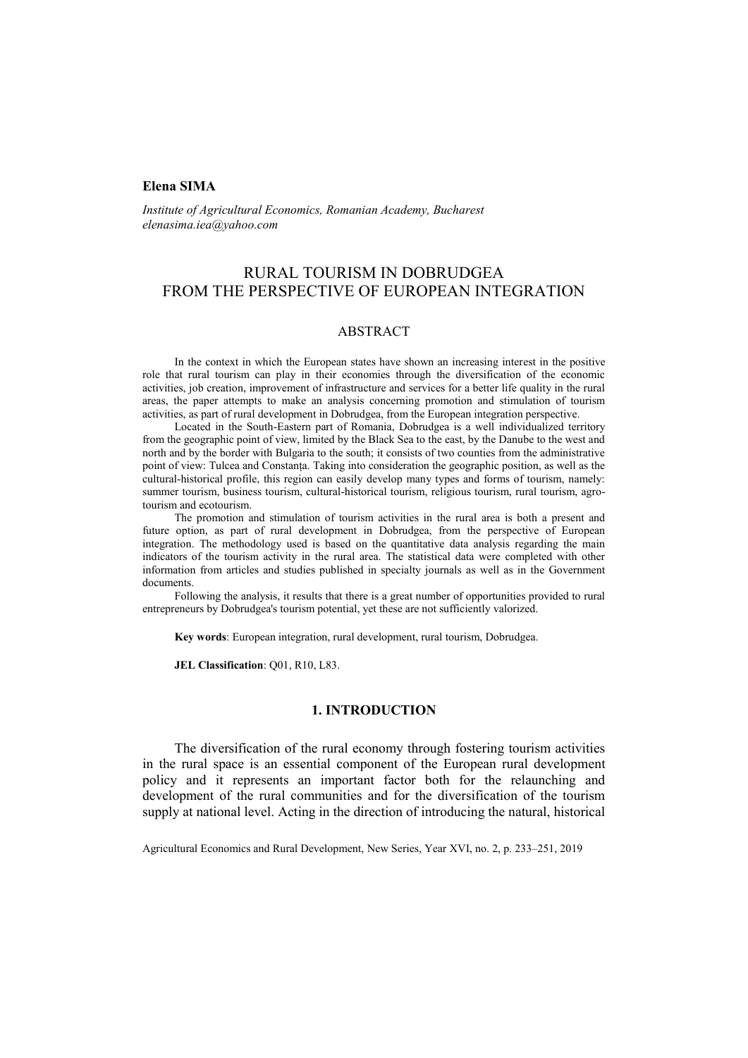**Elena SIMA**

*Institute of Agricultural Economics, Romanian Academy, Bucharest*
*elenasima.iea@yahoo.com*

# RURAL TOURISM IN DOBRUDGEA FROM THE PERSPECTIVE OF EUROPEAN INTEGRATION

## ABSTRACT

In the context in which the European states have shown an increasing interest in the positive role that rural tourism can play in their economies through the diversification of the economic activities, job creation, improvement of infrastructure and services for a better life quality in the rural areas, the paper attempts to make an analysis concerning promotion and stimulation of tourism activities, as part of rural development in Dobrudgea, from the European integration perspective.

Located in the South-Eastern part of Romania, Dobrudgea is a well individualized territory from the geographic point of view, limited by the Black Sea to the east, by the Danube to the west and north and by the border with Bulgaria to the south; it consists of two counties from the administrative point of view: Tulcea and Constanța. Taking into consideration the geographic position, as well as the cultural-historical profile, this region can easily develop many types and forms of tourism, namely: summer tourism, business tourism, cultural-historical tourism, religious tourism, rural tourism, agro-tourism and ecotourism.

The promotion and stimulation of tourism activities in the rural area is both a present and future option, as part of rural development in Dobrudgea, from the perspective of European integration. The methodology used is based on the quantitative data analysis regarding the main indicators of the tourism activity in the rural area. The statistical data were completed with other information from articles and studies published in specialty journals as well as in the Government documents.

Following the analysis, it results that there is a great number of opportunities provided to rural entrepreneurs by Dobrudgea's tourism potential, yet these are not sufficiently valorized.

**Key words**: European integration, rural development, rural tourism, Dobrudgea.

**JEL Classification**: Q01, R10, L83.

## 1. INTRODUCTION

The diversification of the rural economy through fostering tourism activities in the rural space is an essential component of the European rural development policy and it represents an important factor both for the relaunching and development of the rural communities and for the diversification of the tourism supply at national level. Acting in the direction of introducing the natural, historical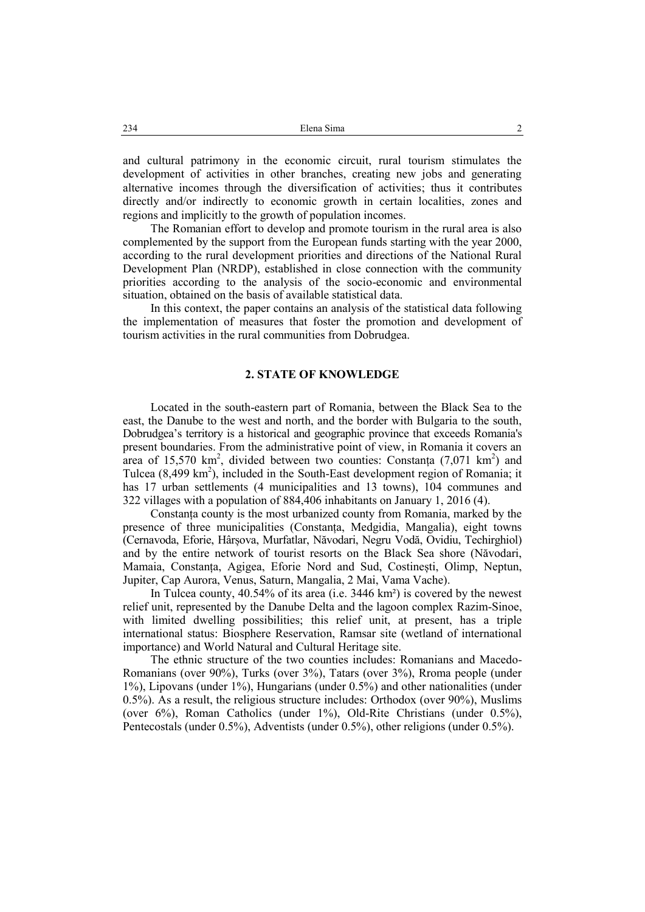and cultural patrimony in the economic circuit, rural tourism stimulates the development of activities in other branches, creating new jobs and generating alternative incomes through the diversification of activities; thus it contributes directly and/or indirectly to economic growth in certain localities, zones and regions and implicitly to the growth of population incomes.

The Romanian effort to develop and promote tourism in the rural area is also complemented by the support from the European funds starting with the year 2000, according to the rural development priorities and directions of the National Rural Development Plan (NRDP), established in close connection with the community priorities according to the analysis of the socio-economic and environmental situation, obtained on the basis of available statistical data.

In this context, the paper contains an analysis of the statistical data following the implementation of measures that foster the promotion and development of tourism activities in the rural communities from Dobrudgea.

## 2. STATE OF KNOWLEDGE

Located in the south-eastern part of Romania, between the Black Sea to the east, the Danube to the west and north, and the border with Bulgaria to the south, Dobrudgea's territory is a historical and geographic province that exceeds Romania's present boundaries. From the administrative point of view, in Romania it covers an area of 15,570 km$^2$, divided between two counties: Constanța (7,071 km$^2$) and Tulcea (8,499 km$^2$), included in the South-East development region of Romania; it has 17 urban settlements (4 municipalities and 13 towns), 104 communes and 322 villages with a population of 884,406 inhabitants on January 1, 2016 (4).

Constanța county is the most urbanized county from Romania, marked by the presence of three municipalities (Constanța, Medgidia, Mangalia), eight towns (Cernavoda, Eforie, Hârșova, Murfatlar, Năvodari, Negru Vodă, Ovidiu, Techirghiol) and by the entire network of tourist resorts on the Black Sea shore (Năvodari, Mamaia, Constanța, Agigea, Eforie Nord and Sud, Costinești, Olimp, Neptun, Jupiter, Cap Aurora, Venus, Saturn, Mangalia, 2 Mai, Vama Vache).

In Tulcea county, 40.54% of its area (i.e. 3446 km²) is covered by the newest relief unit, represented by the Danube Delta and the lagoon complex Razim-Sinoe, with limited dwelling possibilities; this relief unit, at present, has a triple international status: Biosphere Reservation, Ramsar site (wetland of international importance) and World Natural and Cultural Heritage site.

The ethnic structure of the two counties includes: Romanians and Macedo-Romanians (over 90%), Turks (over 3%), Tatars (over 3%), Rroma people (under 1%), Lipovans (under 1%), Hungarians (under 0.5%) and other nationalities (under 0.5%). As a result, the religious structure includes: Orthodox (over 90%), Muslims (over 6%), Roman Catholics (under 1%), Old-Rite Christians (under 0.5%), Pentecostals (under 0.5%), Adventists (under 0.5%), other religions (under 0.5%).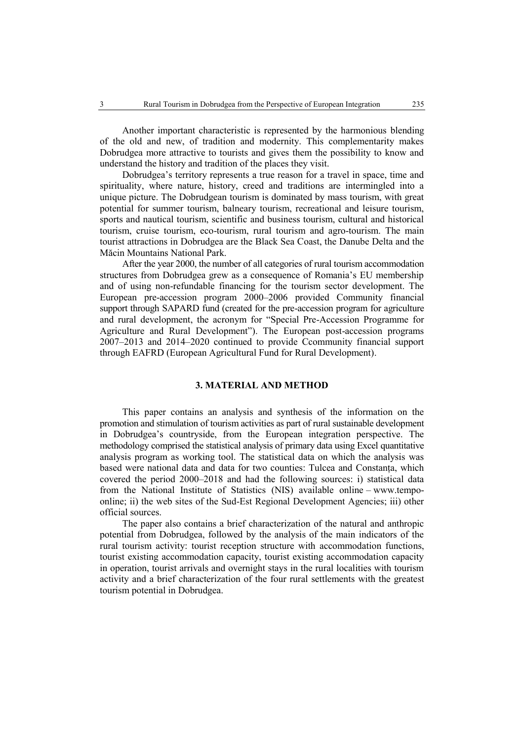Another important characteristic is represented by the harmonious blending of the old and new, of tradition and modernity. This complementarity makes Dobrudgea more attractive to tourists and gives them the possibility to know and understand the history and tradition of the places they visit.

Dobrudgea's territory represents a true reason for a travel in space, time and spirituality, where nature, history, creed and traditions are intermingled into a unique picture. The Dobrudgean tourism is dominated by mass tourism, with great potential for summer tourism, balneary tourism, recreational and leisure tourism, sports and nautical tourism, scientific and business tourism, cultural and historical tourism, cruise tourism, eco-tourism, rural tourism and agro-tourism. The main tourist attractions in Dobrudgea are the Black Sea Coast, the Danube Delta and the Măcin Mountains National Park.

After the year 2000, the number of all categories of rural tourism accommodation structures from Dobrudgea grew as a consequence of Romania's EU membership and of using non-refundable financing for the tourism sector development. The European pre-accession program 2000–2006 provided Community financial support through SAPARD fund (created for the pre-accession program for agriculture and rural development, the acronym for "Special Pre-Accession Programme for Agriculture and Rural Development"). The European post-accession programs 2007–2013 and 2014–2020 continued to provide Ccommunity financial support through EAFRD (European Agricultural Fund for Rural Development).

## 3. MATERIAL AND METHOD

This paper contains an analysis and synthesis of the information on the promotion and stimulation of tourism activities as part of rural sustainable development in Dobrudgea's countryside, from the European integration perspective. The methodology comprised the statistical analysis of primary data using Excel quantitative analysis program as working tool. The statistical data on which the analysis was based were national data and data for two counties: Tulcea and Constanța, which covered the period 2000–2018 and had the following sources: i) statistical data from the National Institute of Statistics (NIS) available online – www.tempo-online; ii) the web sites of the Sud-Est Regional Development Agencies; iii) other official sources.

The paper also contains a brief characterization of the natural and anthropic potential from Dobrudgea, followed by the analysis of the main indicators of the rural tourism activity: tourist reception structure with accommodation functions, tourist existing accommodation capacity, tourist existing accommodation capacity in operation, tourist arrivals and overnight stays in the rural localities with tourism activity and a brief characterization of the four rural settlements with the greatest tourism potential in Dobrudgea.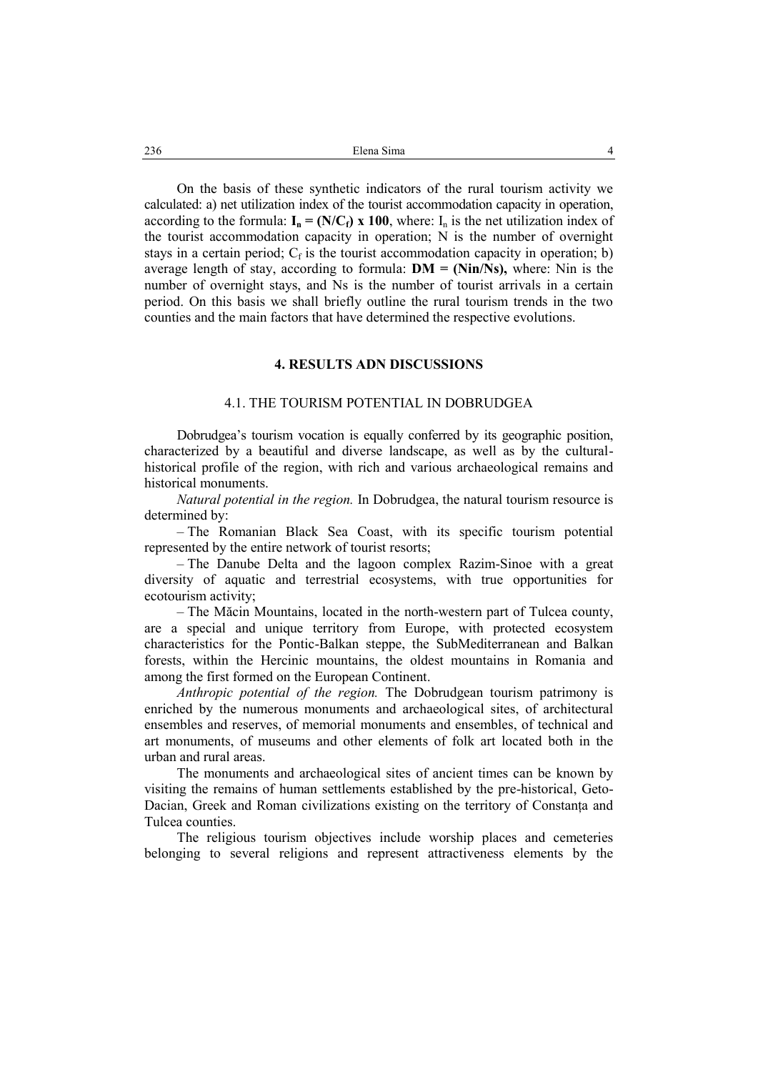On the basis of these synthetic indicators of the rural tourism activity we calculated: a) net utilization index of the tourist accommodation capacity in operation, according to the formula: $\mathbf{I_n = (N/C_f) \times 100}$, where: $I_n$ is the net utilization index of the tourist accommodation capacity in operation; N is the number of overnight stays in a certain period; $C_f$ is the tourist accommodation capacity in operation; b) average length of stay, according to formula: $\mathbf{DM = (Nin/Ns)}$, where: Nin is the number of overnight stays, and Ns is the number of tourist arrivals in a certain period. On this basis we shall briefly outline the rural tourism trends in the two counties and the main factors that have determined the respective evolutions.

## 4. RESULTS ADN DISCUSSIONS

### 4.1. THE TOURISM POTENTIAL IN DOBRUDGEA

Dobrudgea's tourism vocation is equally conferred by its geographic position, characterized by a beautiful and diverse landscape, as well as by the cultural-historical profile of the region, with rich and various archaeological remains and historical monuments.

*Natural potential in the region.* In Dobrudgea, the natural tourism resource is determined by:

– The Romanian Black Sea Coast, with its specific tourism potential represented by the entire network of tourist resorts;

– The Danube Delta and the lagoon complex Razim-Sinoe with a great diversity of aquatic and terrestrial ecosystems, with true opportunities for ecotourism activity;

– The Măcin Mountains, located in the north-western part of Tulcea county, are a special and unique territory from Europe, with protected ecosystem characteristics for the Pontic-Balkan steppe, the SubMediterranean and Balkan forests, within the Hercinic mountains, the oldest mountains in Romania and among the first formed on the European Continent.

*Anthropic potential of the region.* The Dobrudgean tourism patrimony is enriched by the numerous monuments and archaeological sites, of architectural ensembles and reserves, of memorial monuments and ensembles, of technical and art monuments, of museums and other elements of folk art located both in the urban and rural areas.

The monuments and archaeological sites of ancient times can be known by visiting the remains of human settlements established by the pre-historical, Geto-Dacian, Greek and Roman civilizations existing on the territory of Constanța and Tulcea counties.

The religious tourism objectives include worship places and cemeteries belonging to several religions and represent attractiveness elements by the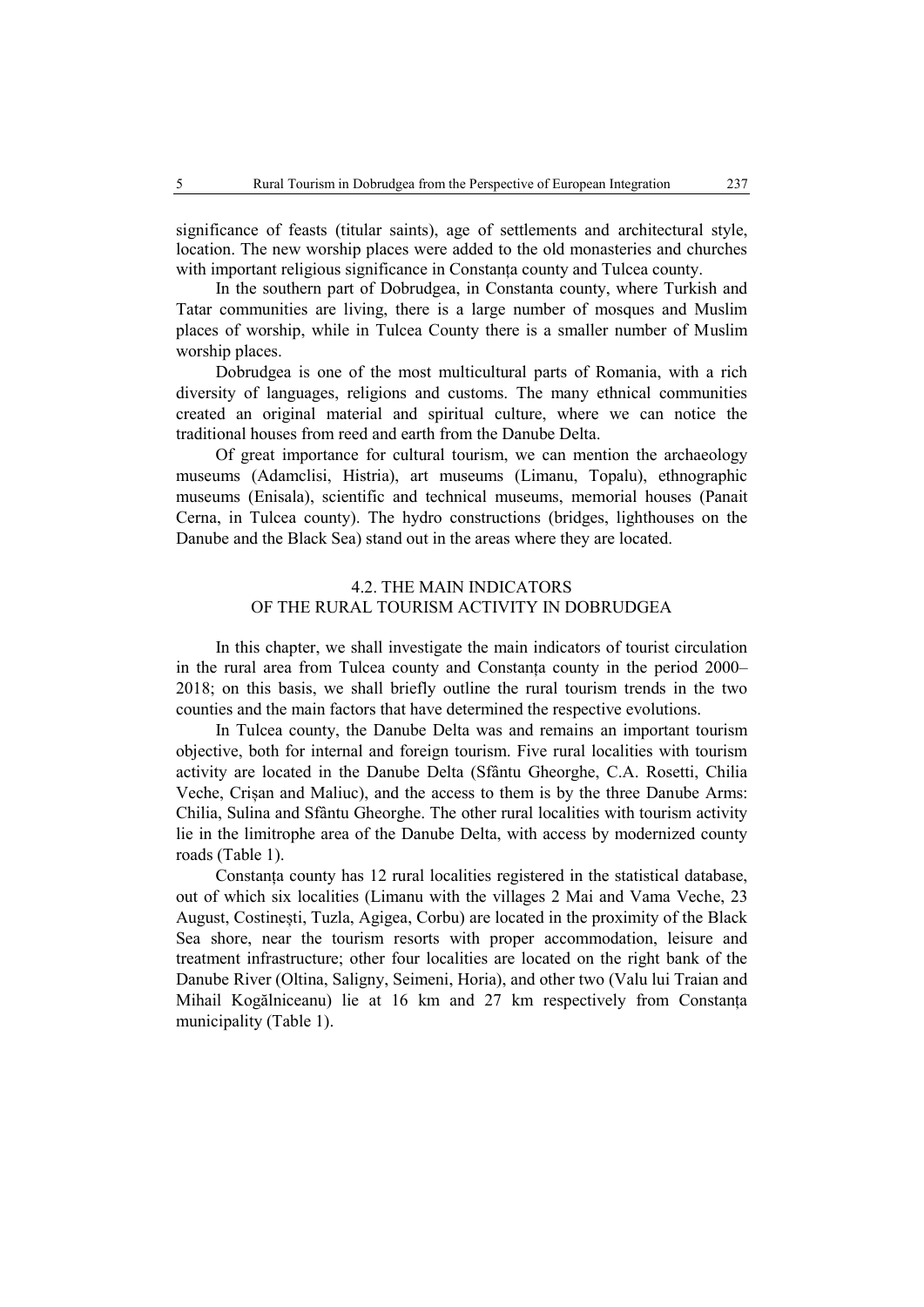significance of feasts (titular saints), age of settlements and architectural style, location. The new worship places were added to the old monasteries and churches with important religious significance in Constanța county and Tulcea county.

In the southern part of Dobrudgea, in Constanta county, where Turkish and Tatar communities are living, there is a large number of mosques and Muslim places of worship, while in Tulcea County there is a smaller number of Muslim worship places.

Dobrudgea is one of the most multicultural parts of Romania, with a rich diversity of languages, religions and customs. The many ethnical communities created an original material and spiritual culture, where we can notice the traditional houses from reed and earth from the Danube Delta.

Of great importance for cultural tourism, we can mention the archaeology museums (Adamclisi, Histria), art museums (Limanu, Topalu), ethnographic museums (Enisala), scientific and technical museums, memorial houses (Panait Cerna, in Tulcea county). The hydro constructions (bridges, lighthouses on the Danube and the Black Sea) stand out in the areas where they are located.

### 4.2. THE MAIN INDICATORS OF THE RURAL TOURISM ACTIVITY IN DOBRUDGEA

In this chapter, we shall investigate the main indicators of tourist circulation in the rural area from Tulcea county and Constanța county in the period 2000–2018; on this basis, we shall briefly outline the rural tourism trends in the two counties and the main factors that have determined the respective evolutions.

In Tulcea county, the Danube Delta was and remains an important tourism objective, both for internal and foreign tourism. Five rural localities with tourism activity are located in the Danube Delta (Sfântu Gheorghe, C.A. Rosetti, Chilia Veche, Crișan and Maliuc), and the access to them is by the three Danube Arms: Chilia, Sulina and Sfântu Gheorghe. The other rural localities with tourism activity lie in the limitrophe area of the Danube Delta, with access by modernized county roads (Table 1).

Constanța county has 12 rural localities registered in the statistical database, out of which six localities (Limanu with the villages 2 Mai and Vama Veche, 23 August, Costinești, Tuzla, Agigea, Corbu) are located in the proximity of the Black Sea shore, near the tourism resorts with proper accommodation, leisure and treatment infrastructure; other four localities are located on the right bank of the Danube River (Oltina, Saligny, Seimeni, Horia), and other two (Valu lui Traian and Mihail Kogălniceanu) lie at 16 km and 27 km respectively from Constanța municipality (Table 1).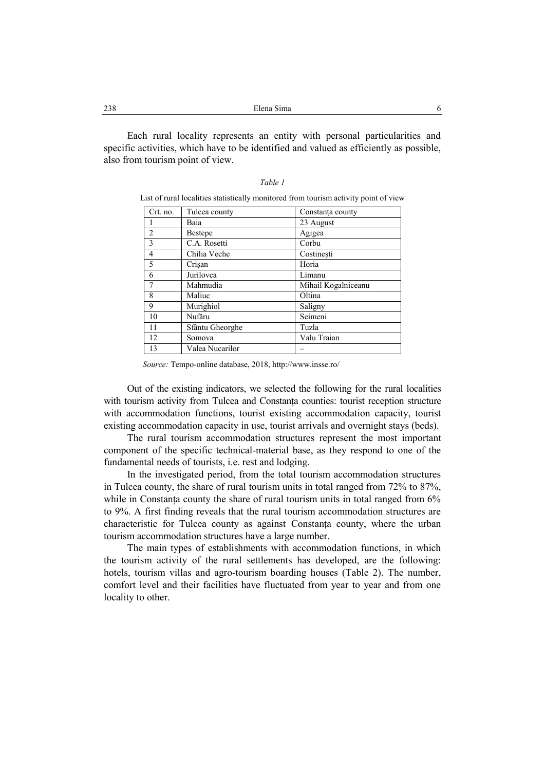Each rural locality represents an entity with personal particularities and specific activities, which have to be identified and valued as efficiently as possible, also from tourism point of view.

*Table 1*

List of rural localities statistically monitored from tourism activity point of view

| Crt. no. | Tulcea county | Constanța county |
|---|---|---|
| 1 | Baia | 23 August |
| 2 | Bestepe | Agigea |
| 3 | C.A. Rosetti | Corbu |
| 4 | Chilia Veche | Costinești |
| 5 | Crișan | Horia |
| 6 | Jurilovca | Limanu |
| 7 | Mahmudia | Mihail Kogalniceanu |
| 8 | Maliuc | Oltina |
| 9 | Murighiol | Saligny |
| 10 | Nufăru | Seimeni |
| 11 | Sfântu Gheorghe | Tuzla |
| 12 | Somova | Valu Traian |
| 13 | Valea Nucarilor | – |

*Source:* Tempo-online database, 2018, http://www.insse.ro/

Out of the existing indicators, we selected the following for the rural localities with tourism activity from Tulcea and Constanța counties: tourist reception structure with accommodation functions, tourist existing accommodation capacity, tourist existing accommodation capacity in use, tourist arrivals and overnight stays (beds).

The rural tourism accommodation structures represent the most important component of the specific technical-material base, as they respond to one of the fundamental needs of tourists, i.e. rest and lodging.

In the investigated period, from the total tourism accommodation structures in Tulcea county, the share of rural tourism units in total ranged from 72% to 87%, while in Constanța county the share of rural tourism units in total ranged from 6% to 9%. A first finding reveals that the rural tourism accommodation structures are characteristic for Tulcea county as against Constanța county, where the urban tourism accommodation structures have a large number.

The main types of establishments with accommodation functions, in which the tourism activity of the rural settlements has developed, are the following: hotels, tourism villas and agro-tourism boarding houses (Table 2). The number, comfort level and their facilities have fluctuated from year to year and from one locality to other.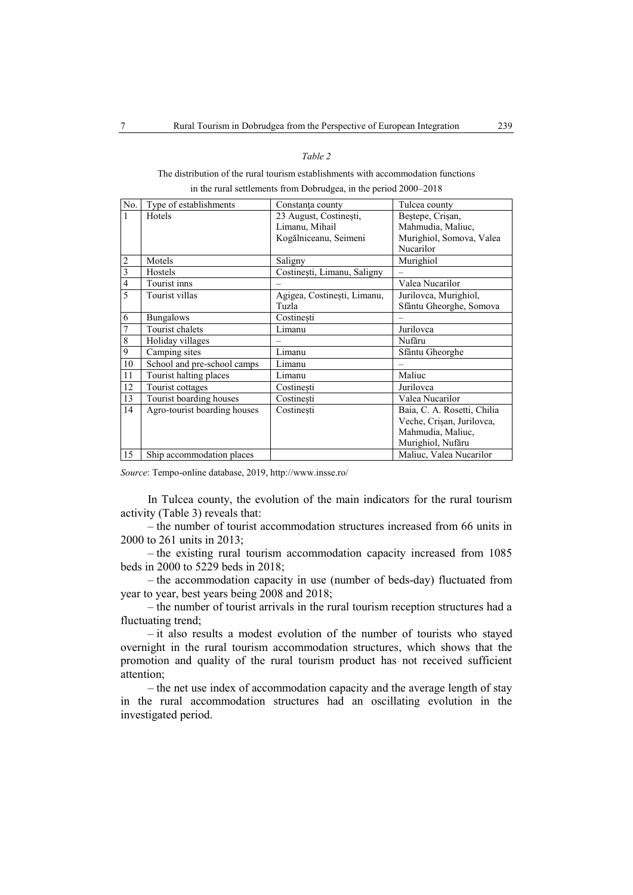*Table 2*

The distribution of the rural tourism establishments with accommodation functions in the rural settlements from Dobrudgea, in the period 2000–2018

| No. | Type of establishments | Constanța county | Tulcea county |
|---|---|---|---|
| 1 | Hotels | 23 August, Costinești, Limanu, Mihail Kogălniceanu, Seimeni | Beștepe, Crișan, Mahmudia, Maliuc, Murighiol, Somova, Valea Nucarilor |
| 2 | Motels | Saligny | Murighiol |
| 3 | Hostels | Costinești, Limanu, Saligny | – |
| 4 | Tourist inns | – | Valea Nucarilor |
| 5 | Tourist villas | Agigea, Costinești, Limanu, Tuzla | Jurilovca, Murighiol, Sfântu Gheorghe, Somova |
| 6 | Bungalows | Costinești | – |
| 7 | Tourist chalets | Limanu | Jurilovca |
| 8 | Holiday villages | – | Nufăru |
| 9 | Camping sites | Limanu | Sfântu Gheorghe |
| 10 | School and pre-school camps | Limanu | – |
| 11 | Tourist halting places | Limanu | Maliuc |
| 12 | Tourist cottages | Costinești | Jurilovca |
| 13 | Tourist boarding houses | Costinești | Valea Nucarilor |
| 14 | Agro-tourist boarding houses | Costinești | Baia, C. A. Rosetti, Chilia Veche, Crișan, Jurilovca, Mahmudia, Maliuc, Murighiol, Nufăru |
| 15 | Ship accommodation places | | Maliuc, Valea Nucarilor |

*Source*: Tempo-online database, 2019, http://www.insse.ro/

In Tulcea county, the evolution of the main indicators for the rural tourism activity (Table 3) reveals that:

– the number of tourist accommodation structures increased from 66 units in 2000 to 261 units in 2013;

– the existing rural tourism accommodation capacity increased from 1085 beds in 2000 to 5229 beds in 2018;

– the accommodation capacity in use (number of beds-day) fluctuated from year to year, best years being 2008 and 2018;

– the number of tourist arrivals in the rural tourism reception structures had a fluctuating trend;

– it also results a modest evolution of the number of tourists who stayed overnight in the rural tourism accommodation structures, which shows that the promotion and quality of the rural tourism product has not received sufficient attention;

– the net use index of accommodation capacity and the average length of stay in the rural accommodation structures had an oscillating evolution in the investigated period.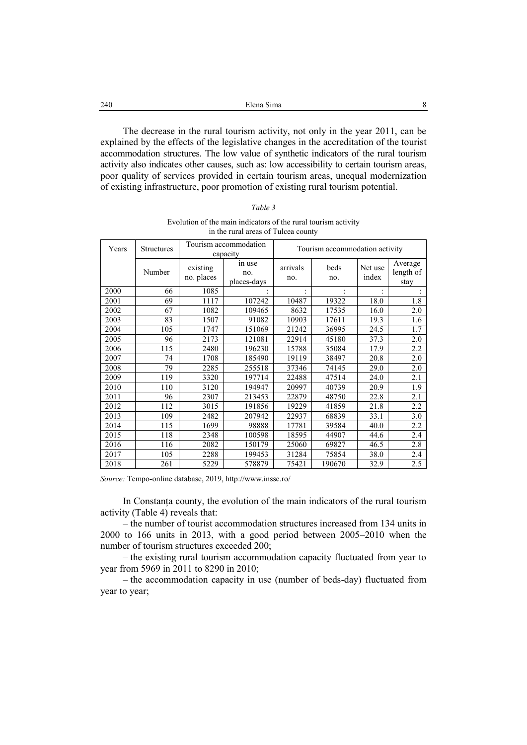The decrease in the rural tourism activity, not only in the year 2011, can be explained by the effects of the legislative changes in the accreditation of the tourist accommodation structures. The low value of synthetic indicators of the rural tourism activity also indicates other causes, such as: low accessibility to certain tourism areas, poor quality of services provided in certain tourism areas, unequal modernization of existing infrastructure, poor promotion of existing rural tourism potential.

*Table 3*

Evolution of the main indicators of the rural tourism activity in the rural areas of Tulcea county

| Years | Structures | Tourism accommodation capacity | | Tourism accommodation activity | | | |
|---|---|---|---|---|---|---|---|
| | Number | existing no. places | in use no. places-days | arrivals no. | beds no. | Net use index | Average length of stay |
| 2000 | 66 | 1085 | : | : | : | : | : |
| 2001 | 69 | 1117 | 107242 | 10487 | 19322 | 18.0 | 1.8 |
| 2002 | 67 | 1082 | 109465 | 8632 | 17535 | 16.0 | 2.0 |
| 2003 | 83 | 1507 | 91082 | 10903 | 17611 | 19.3 | 1.6 |
| 2004 | 105 | 1747 | 151069 | 21242 | 36995 | 24.5 | 1.7 |
| 2005 | 96 | 2173 | 121081 | 22914 | 45180 | 37.3 | 2.0 |
| 2006 | 115 | 2480 | 196230 | 15788 | 35084 | 17.9 | 2.2 |
| 2007 | 74 | 1708 | 185490 | 19119 | 38497 | 20.8 | 2.0 |
| 2008 | 79 | 2285 | 255518 | 37346 | 74145 | 29.0 | 2.0 |
| 2009 | 119 | 3320 | 197714 | 22488 | 47514 | 24.0 | 2.1 |
| 2010 | 110 | 3120 | 194947 | 20997 | 40739 | 20.9 | 1.9 |
| 2011 | 96 | 2307 | 213453 | 22879 | 48750 | 22.8 | 2.1 |
| 2012 | 112 | 3015 | 191856 | 19229 | 41859 | 21.8 | 2.2 |
| 2013 | 109 | 2482 | 207942 | 22937 | 68839 | 33.1 | 3.0 |
| 2014 | 115 | 1699 | 98888 | 17781 | 39584 | 40.0 | 2.2 |
| 2015 | 118 | 2348 | 100598 | 18595 | 44907 | 44.6 | 2.4 |
| 2016 | 116 | 2082 | 150179 | 25060 | 69827 | 46.5 | 2.8 |
| 2017 | 105 | 2288 | 199453 | 31284 | 75854 | 38.0 | 2.4 |
| 2018 | 261 | 5229 | 578879 | 75421 | 190670 | 32.9 | 2.5 |

*Source:* Tempo-online database, 2019, http://www.insse.ro/

In Constanța county, the evolution of the main indicators of the rural tourism activity (Table 4) reveals that:

– the number of tourist accommodation structures increased from 134 units in 2000 to 166 units in 2013, with a good period between 2005–2010 when the number of tourism structures exceeded 200;

– the existing rural tourism accommodation capacity fluctuated from year to year from 5969 in 2011 to 8290 in 2010;

– the accommodation capacity in use (number of beds-day) fluctuated from year to year;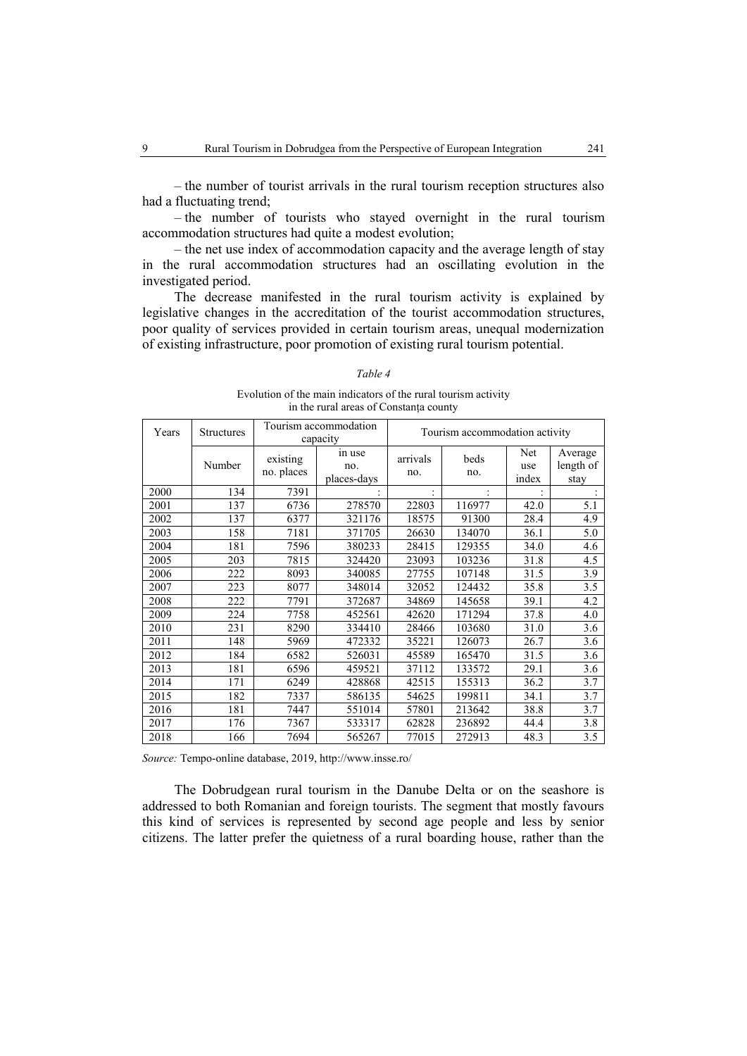– the number of tourist arrivals in the rural tourism reception structures also had a fluctuating trend;

– the number of tourists who stayed overnight in the rural tourism accommodation structures had quite a modest evolution;

– the net use index of accommodation capacity and the average length of stay in the rural accommodation structures had an oscillating evolution in the investigated period.

The decrease manifested in the rural tourism activity is explained by legislative changes in the accreditation of the tourist accommodation structures, poor quality of services provided in certain tourism areas, unequal modernization of existing infrastructure, poor promotion of existing rural tourism potential.

*Table 4*

Evolution of the main indicators of the rural tourism activity in the rural areas of Constanța county

| Years | Structures | Tourism accommodation capacity | | Tourism accommodation activity | | | |
|---|---|---|---|---|---|---|---|
| | Number | existing no. places | in use no. places-days | arrivals no. | beds no. | Net use index | Average length of stay |
| 2000 | 134 | 7391 | : | : | : | : | : |
| 2001 | 137 | 6736 | 278570 | 22803 | 116977 | 42.0 | 5.1 |
| 2002 | 137 | 6377 | 321176 | 18575 | 91300 | 28.4 | 4.9 |
| 2003 | 158 | 7181 | 371705 | 26630 | 134070 | 36.1 | 5.0 |
| 2004 | 181 | 7596 | 380233 | 28415 | 129355 | 34.0 | 4.6 |
| 2005 | 203 | 7815 | 324420 | 23093 | 103236 | 31.8 | 4.5 |
| 2006 | 222 | 8093 | 340085 | 27755 | 107148 | 31.5 | 3.9 |
| 2007 | 223 | 8077 | 348014 | 32052 | 124432 | 35.8 | 3.5 |
| 2008 | 222 | 7791 | 372687 | 34869 | 145658 | 39.1 | 4.2 |
| 2009 | 224 | 7758 | 452561 | 42620 | 171294 | 37.8 | 4.0 |
| 2010 | 231 | 8290 | 334410 | 28466 | 103680 | 31.0 | 3.6 |
| 2011 | 148 | 5969 | 472332 | 35221 | 126073 | 26.7 | 3.6 |
| 2012 | 184 | 6582 | 526031 | 45589 | 165470 | 31.5 | 3.6 |
| 2013 | 181 | 6596 | 459521 | 37112 | 133572 | 29.1 | 3.6 |
| 2014 | 171 | 6249 | 428868 | 42515 | 155313 | 36.2 | 3.7 |
| 2015 | 182 | 7337 | 586135 | 54625 | 199811 | 34.1 | 3.7 |
| 2016 | 181 | 7447 | 551014 | 57801 | 213642 | 38.8 | 3.7 |
| 2017 | 176 | 7367 | 533317 | 62828 | 236892 | 44.4 | 3.8 |
| 2018 | 166 | 7694 | 565267 | 77015 | 272913 | 48.3 | 3.5 |

*Source:* Tempo-online database, 2019, http://www.insse.ro/

The Dobrudgean rural tourism in the Danube Delta or on the seashore is addressed to both Romanian and foreign tourists. The segment that mostly favours this kind of services is represented by second age people and less by senior citizens. The latter prefer the quietness of a rural boarding house, rather than the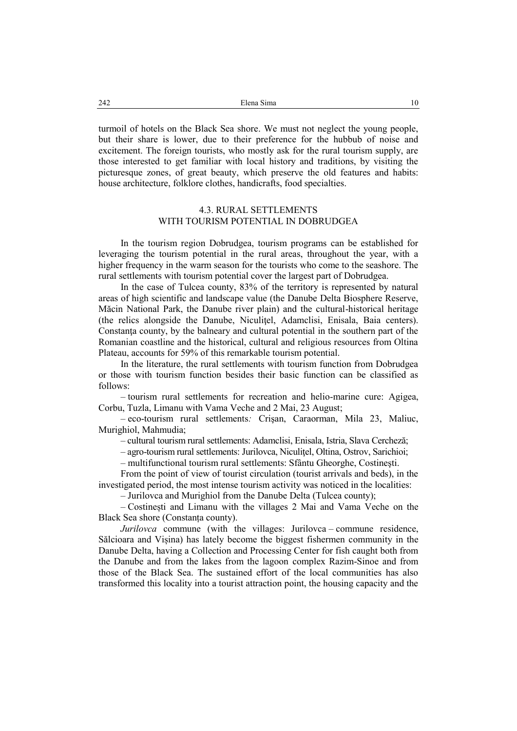turmoil of hotels on the Black Sea shore. We must not neglect the young people, but their share is lower, due to their preference for the hubbub of noise and excitement. The foreign tourists, who mostly ask for the rural tourism supply, are those interested to get familiar with local history and traditions, by visiting the picturesque zones, of great beauty, which preserve the old features and habits: house architecture, folklore clothes, handicrafts, food specialties.

### 4.3. RURAL SETTLEMENTS WITH TOURISM POTENTIAL IN DOBRUDGEA

In the tourism region Dobrudgea, tourism programs can be established for leveraging the tourism potential in the rural areas, throughout the year, with a higher frequency in the warm season for the tourists who come to the seashore. The rural settlements with tourism potential cover the largest part of Dobrudgea.

In the case of Tulcea county, 83% of the territory is represented by natural areas of high scientific and landscape value (the Danube Delta Biosphere Reserve, Măcin National Park, the Danube river plain) and the cultural-historical heritage (the relics alongside the Danube, Niculiţel, Adamclisi, Enisala, Baia centers). Constanţa county, by the balneary and cultural potential in the southern part of the Romanian coastline and the historical, cultural and religious resources from Oltina Plateau, accounts for 59% of this remarkable tourism potential.

In the literature, the rural settlements with tourism function from Dobrudgea or those with tourism function besides their basic function can be classified as follows:

– tourism rural settlements for recreation and helio-marine cure: Agigea, Corbu, Tuzla, Limanu with Vama Veche and 2 Mai, 23 August;

– eco-tourism rural settlements*:* Crişan, Caraorman, Mila 23, Maliuc, Murighiol, Mahmudia;

– cultural tourism rural settlements: Adamclisi, Enisala, Istria, Slava Cercheză;

– agro-tourism rural settlements: Jurilovca, Niculiţel, Oltina, Ostrov, Sarichioi;

– multifunctional tourism rural settlements: Sfântu Gheorghe, Costineşti.

From the point of view of tourist circulation (tourist arrivals and beds), in the investigated period, the most intense tourism activity was noticed in the localities:

– Jurilovca and Murighiol from the Danube Delta (Tulcea county);

– Costinești and Limanu with the villages 2 Mai and Vama Veche on the Black Sea shore (Constanța county).

*Jurilovca* commune (with the villages: Jurilovca – commune residence, Sălcioara and Vișina) has lately become the biggest fishermen community in the Danube Delta, having a Collection and Processing Center for fish caught both from the Danube and from the lakes from the lagoon complex Razim-Sinoe and from those of the Black Sea. The sustained effort of the local communities has also transformed this locality into a tourist attraction point, the housing capacity and the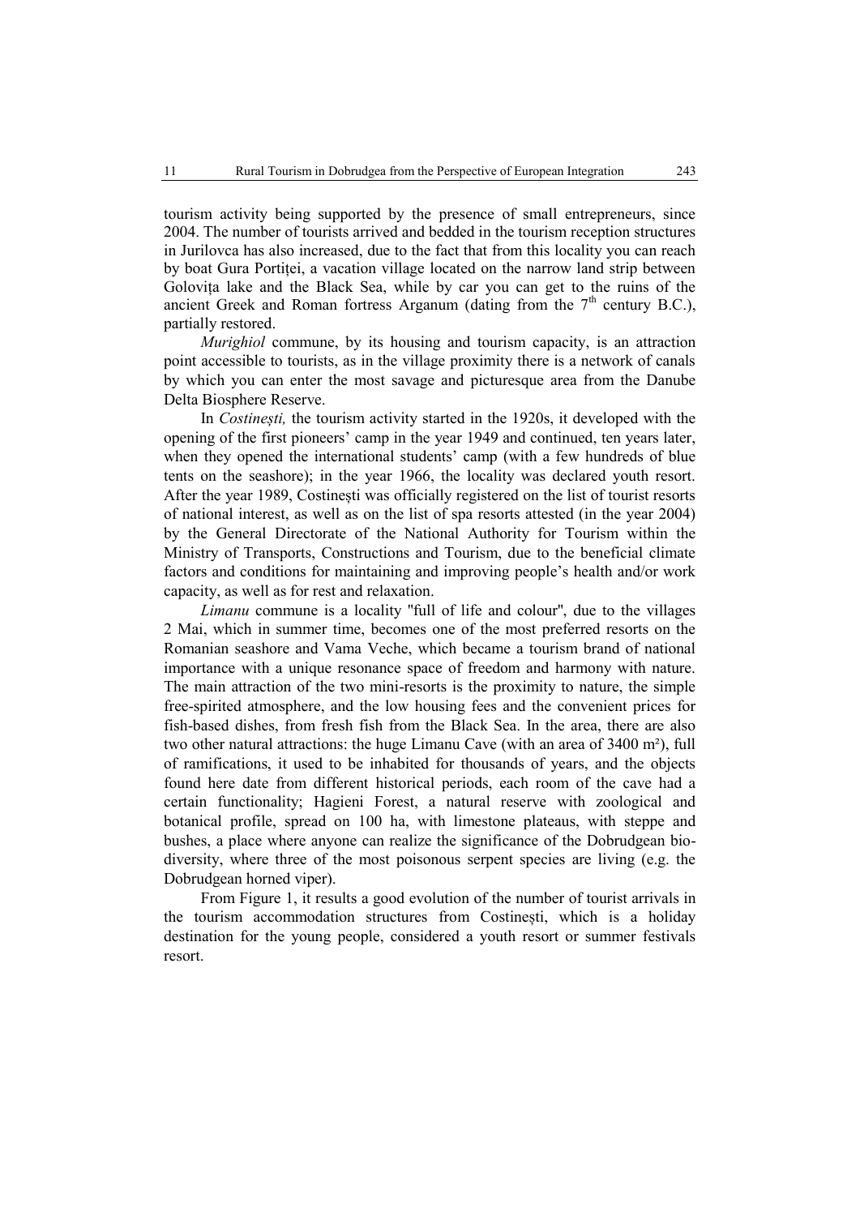tourism activity being supported by the presence of small entrepreneurs, since 2004. The number of tourists arrived and bedded in the tourism reception structures in Jurilovca has also increased, due to the fact that from this locality you can reach by boat Gura Portiței, a vacation village located on the narrow land strip between Golovița lake and the Black Sea, while by car you can get to the ruins of the ancient Greek and Roman fortress Arganum (dating from the 7th century B.C.), partially restored.

*Murighiol* commune, by its housing and tourism capacity, is an attraction point accessible to tourists, as in the village proximity there is a network of canals by which you can enter the most savage and picturesque area from the Danube Delta Biosphere Reserve.

In *Costinești,* the tourism activity started in the 1920s, it developed with the opening of the first pioneers' camp in the year 1949 and continued, ten years later, when they opened the international students' camp (with a few hundreds of blue tents on the seashore); in the year 1966, the locality was declared youth resort. After the year 1989, Costinești was officially registered on the list of tourist resorts of national interest, as well as on the list of spa resorts attested (in the year 2004) by the General Directorate of the National Authority for Tourism within the Ministry of Transports, Constructions and Tourism, due to the beneficial climate factors and conditions for maintaining and improving people's health and/or work capacity, as well as for rest and relaxation.

*Limanu* commune is a locality "full of life and colour", due to the villages 2 Mai, which in summer time, becomes one of the most preferred resorts on the Romanian seashore and Vama Veche, which became a tourism brand of national importance with a unique resonance space of freedom and harmony with nature. The main attraction of the two mini-resorts is the proximity to nature, the simple free-spirited atmosphere, and the low housing fees and the convenient prices for fish-based dishes, from fresh fish from the Black Sea. In the area, there are also two other natural attractions: the huge Limanu Cave (with an area of 3400 m²), full of ramifications, it used to be inhabited for thousands of years, and the objects found here date from different historical periods, each room of the cave had a certain functionality; Hagieni Forest, a natural reserve with zoological and botanical profile, spread on 100 ha, with limestone plateaus, with steppe and bushes, a place where anyone can realize the significance of the Dobrudgean bio-diversity, where three of the most poisonous serpent species are living (e.g. the Dobrudgean horned viper).

From Figure 1, it results a good evolution of the number of tourist arrivals in the tourism accommodation structures from Costinești, which is a holiday destination for the young people, considered a youth resort or summer festivals resort.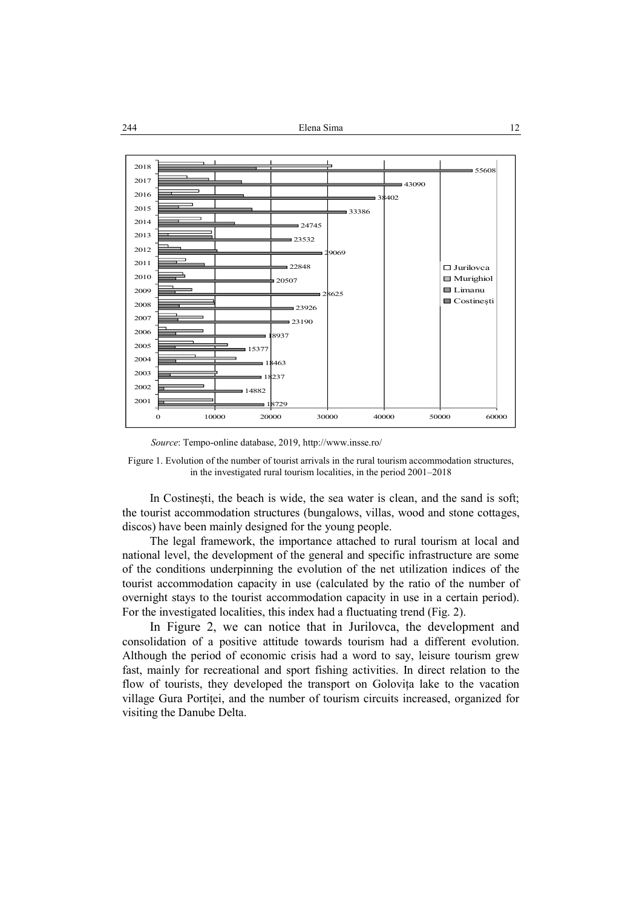*Source*: Tempo-online database, 2019, http://www.insse.ro/

Figure 1. Evolution of the number of tourist arrivals in the rural tourism accommodation structures, in the investigated rural tourism localities, in the period 2001–2018

In Costinești, the beach is wide, the sea water is clean, and the sand is soft; the tourist accommodation structures (bungalows, villas, wood and stone cottages, discos) have been mainly designed for the young people.

The legal framework, the importance attached to rural tourism at local and national level, the development of the general and specific infrastructure are some of the conditions underpinning the evolution of the net utilization indices of the tourist accommodation capacity in use (calculated by the ratio of the number of overnight stays to the tourist accommodation capacity in use in a certain period). For the investigated localities, this index had a fluctuating trend (Fig. 2).

In Figure 2, we can notice that in Jurilovca, the development and consolidation of a positive attitude towards tourism had a different evolution. Although the period of economic crisis had a word to say, leisure tourism grew fast, mainly for recreational and sport fishing activities. In direct relation to the flow of tourists, they developed the transport on Golovița lake to the vacation village Gura Portiței, and the number of tourism circuits increased, organized for visiting the Danube Delta.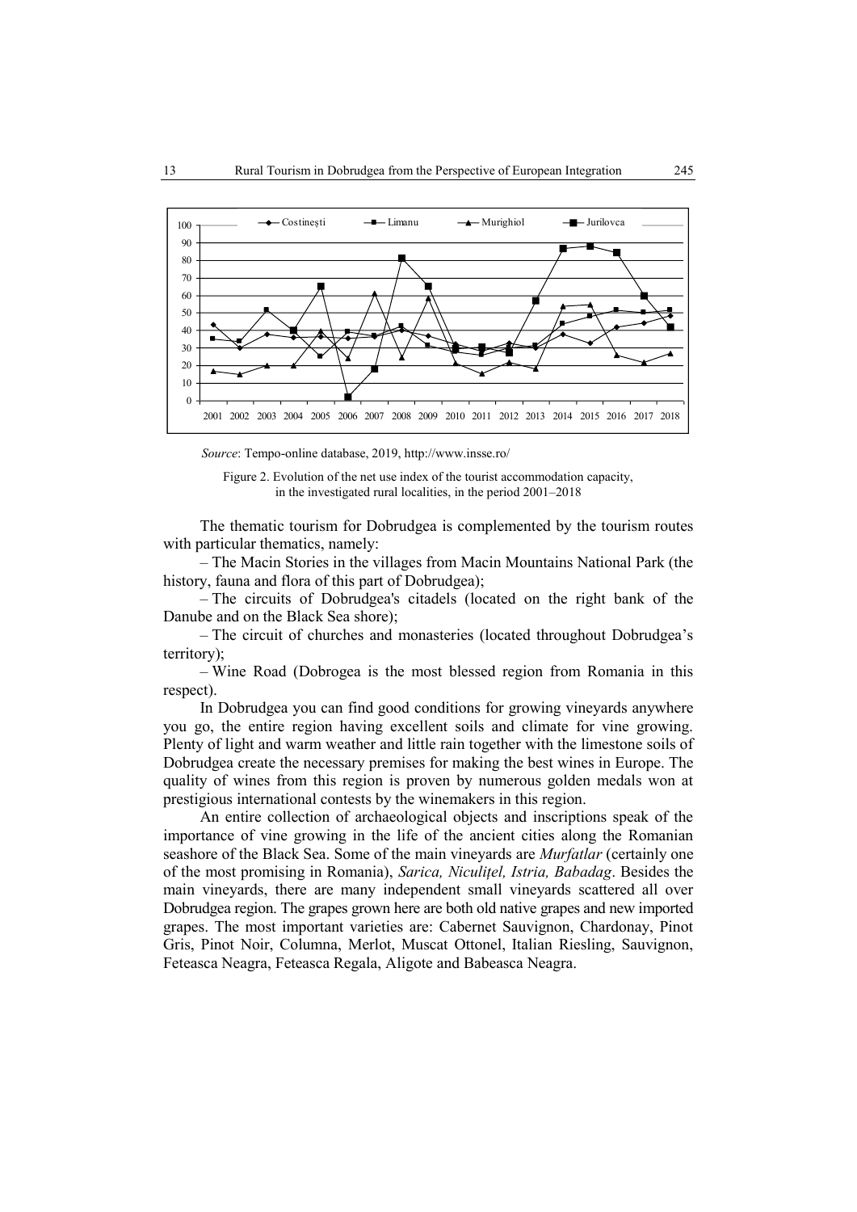*Source*: Tempo-online database, 2019, http://www.insse.ro/

Figure 2. Evolution of the net use index of the tourist accommodation capacity, in the investigated rural localities, in the period 2001–2018

The thematic tourism for Dobrudgea is complemented by the tourism routes with particular thematics, namely:

– The Macin Stories in the villages from Macin Mountains National Park (the history, fauna and flora of this part of Dobrudgea);

– The circuits of Dobrudgea's citadels (located on the right bank of the Danube and on the Black Sea shore);

– The circuit of churches and monasteries (located throughout Dobrudgea's territory);

– Wine Road (Dobrogea is the most blessed region from Romania in this respect).

In Dobrudgea you can find good conditions for growing vineyards anywhere you go, the entire region having excellent soils and climate for vine growing. Plenty of light and warm weather and little rain together with the limestone soils of Dobrudgea create the necessary premises for making the best wines in Europe. The quality of wines from this region is proven by numerous golden medals won at prestigious international contests by the winemakers in this region.

An entire collection of archaeological objects and inscriptions speak of the importance of vine growing in the life of the ancient cities along the Romanian seashore of the Black Sea. Some of the main vineyards are *Murfatlar* (certainly one of the most promising in Romania), *Sarica, Niculițel, Istria, Babadag*. Besides the main vineyards, there are many independent small vineyards scattered all over Dobrudgea region. The grapes grown here are both old native grapes and new imported grapes. The most important varieties are: Cabernet Sauvignon, Chardonay, Pinot Gris, Pinot Noir, Columna, Merlot, Muscat Ottonel, Italian Riesling, Sauvignon, Feteasca Neagra, Feteasca Regala, Aligote and Babeasca Neagra.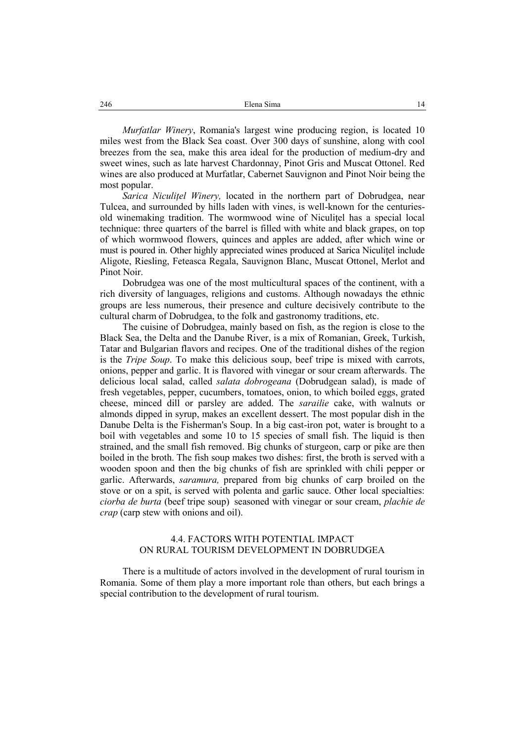*Murfatlar Winery*, Romania's largest wine producing region, is located 10 miles west from the Black Sea coast. Over 300 days of sunshine, along with cool breezes from the sea, make this area ideal for the production of medium-dry and sweet wines, such as late harvest Chardonnay, Pinot Gris and Muscat Ottonel. Red wines are also produced at Murfatlar, Cabernet Sauvignon and Pinot Noir being the most popular.

*Sarica Niculițel Winery,* located in the northern part of Dobrudgea, near Tulcea, and surrounded by hills laden with vines, is well-known for the centuries-old winemaking tradition. The wormwood wine of Niculițel has a special local technique: three quarters of the barrel is filled with white and black grapes, on top of which wormwood flowers, quinces and apples are added, after which wine or must is poured in. Other highly appreciated wines produced at Sarica Niculițel include Aligote, Riesling, Feteasca Regala, Sauvignon Blanc, Muscat Ottonel, Merlot and Pinot Noir.

Dobrudgea was one of the most multicultural spaces of the continent, with a rich diversity of languages, religions and customs. Although nowadays the ethnic groups are less numerous, their presence and culture decisively contribute to the cultural charm of Dobrudgea, to the folk and gastronomy traditions, etc.

The cuisine of Dobrudgea, mainly based on fish, as the region is close to the Black Sea, the Delta and the Danube River, is a mix of Romanian, Greek, Turkish, Tatar and Bulgarian flavors and recipes. One of the traditional dishes of the region is the *Tripe Soup*. To make this delicious soup, beef tripe is mixed with carrots, onions, pepper and garlic. It is flavored with vinegar or sour cream afterwards. The delicious local salad, called *salata dobrogeana* (Dobrudgean salad), is made of fresh vegetables, pepper, cucumbers, tomatoes, onion, to which boiled eggs, grated cheese, minced dill or parsley are added. The *sarailie* cake, with walnuts or almonds dipped in syrup, makes an excellent dessert. The most popular dish in the Danube Delta is the Fisherman's Soup. In a big cast-iron pot, water is brought to a boil with vegetables and some 10 to 15 species of small fish. The liquid is then strained, and the small fish removed. Big chunks of sturgeon, carp or pike are then boiled in the broth. The fish soup makes two dishes: first, the broth is served with a wooden spoon and then the big chunks of fish are sprinkled with chili pepper or garlic. Afterwards, *saramura,* prepared from big chunks of carp broiled on the stove or on a spit, is served with polenta and garlic sauce. Other local specialties: *ciorba de burta* (beef tripe soup) seasoned with vinegar or sour cream, *plachie de crap* (carp stew with onions and oil).

### 4.4. FACTORS WITH POTENTIAL IMPACT ON RURAL TOURISM DEVELOPMENT IN DOBRUDGEA

There is a multitude of actors involved in the development of rural tourism in Romania. Some of them play a more important role than others, but each brings a special contribution to the development of rural tourism.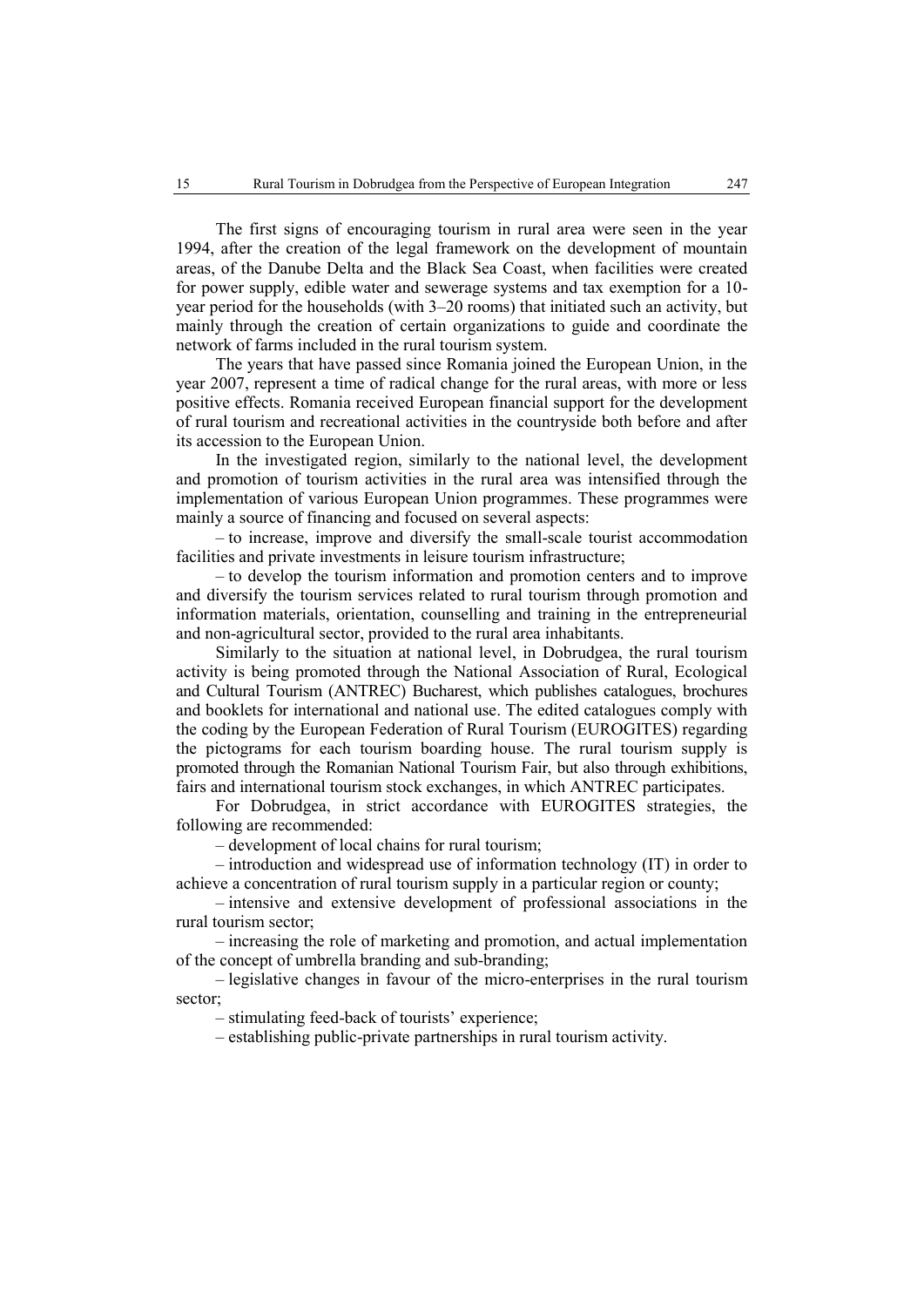The first signs of encouraging tourism in rural area were seen in the year 1994, after the creation of the legal framework on the development of mountain areas, of the Danube Delta and the Black Sea Coast, when facilities were created for power supply, edible water and sewerage systems and tax exemption for a 10-year period for the households (with 3–20 rooms) that initiated such an activity, but mainly through the creation of certain organizations to guide and coordinate the network of farms included in the rural tourism system.

The years that have passed since Romania joined the European Union, in the year 2007, represent a time of radical change for the rural areas, with more or less positive effects. Romania received European financial support for the development of rural tourism and recreational activities in the countryside both before and after its accession to the European Union.

In the investigated region, similarly to the national level, the development and promotion of tourism activities in the rural area was intensified through the implementation of various European Union programmes. These programmes were mainly a source of financing and focused on several aspects:

– to increase, improve and diversify the small-scale tourist accommodation facilities and private investments in leisure tourism infrastructure;

– to develop the tourism information and promotion centers and to improve and diversify the tourism services related to rural tourism through promotion and information materials, orientation, counselling and training in the entrepreneurial and non-agricultural sector, provided to the rural area inhabitants.

Similarly to the situation at national level, in Dobrudgea, the rural tourism activity is being promoted through the National Association of Rural, Ecological and Cultural Tourism (ANTREC) Bucharest, which publishes catalogues, brochures and booklets for international and national use. The edited catalogues comply with the coding by the European Federation of Rural Tourism (EUROGITES) regarding the pictograms for each tourism boarding house. The rural tourism supply is promoted through the Romanian National Tourism Fair, but also through exhibitions, fairs and international tourism stock exchanges, in which ANTREC participates.

For Dobrudgea, in strict accordance with EUROGITES strategies, the following are recommended:

– development of local chains for rural tourism;

– introduction and widespread use of information technology (IT) in order to achieve a concentration of rural tourism supply in a particular region or county;

– intensive and extensive development of professional associations in the rural tourism sector;

– increasing the role of marketing and promotion, and actual implementation of the concept of umbrella branding and sub-branding;

– legislative changes in favour of the micro-enterprises in the rural tourism sector;

– stimulating feed-back of tourists' experience;

– establishing public-private partnerships in rural tourism activity.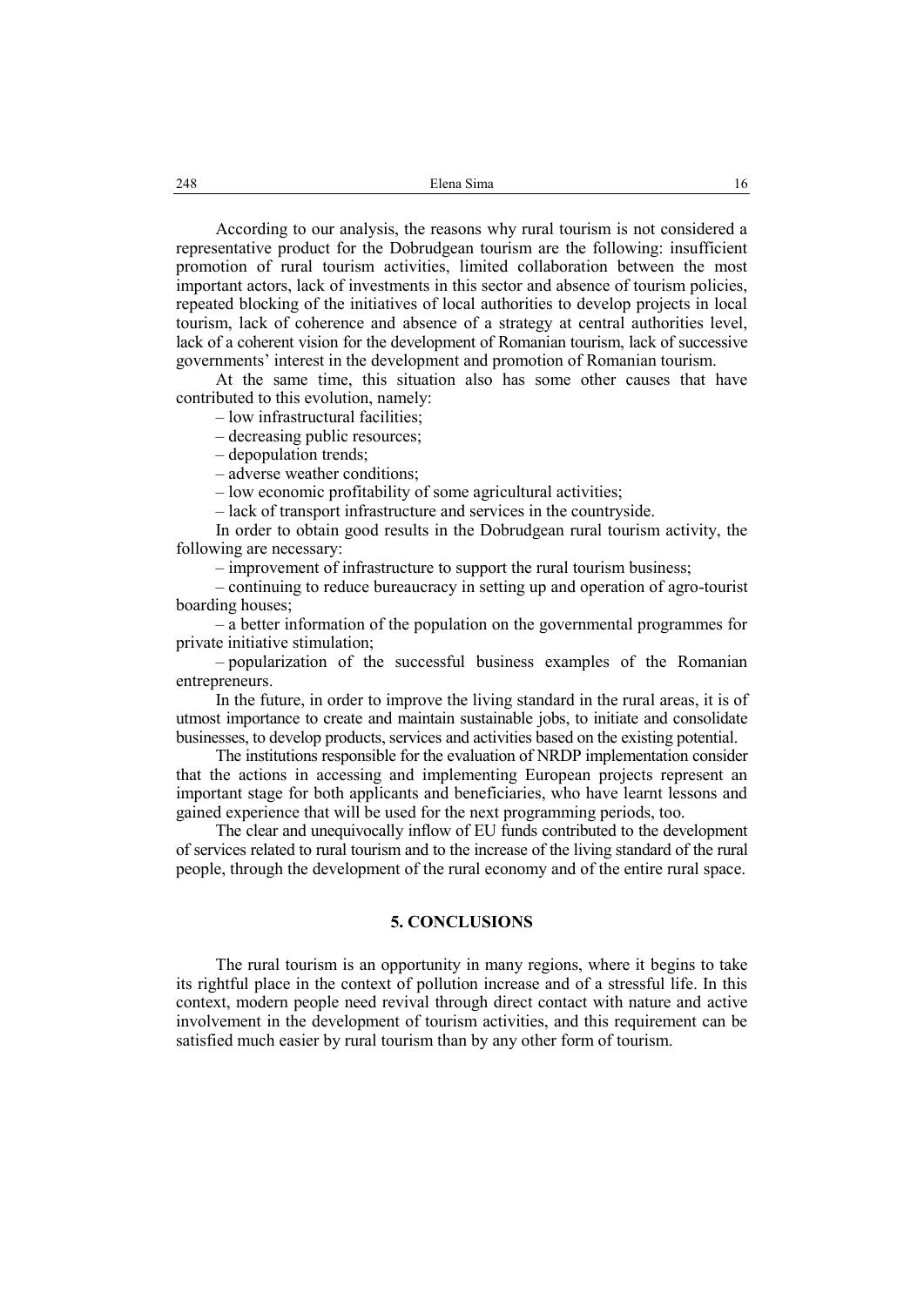According to our analysis, the reasons why rural tourism is not considered a representative product for the Dobrudgean tourism are the following: insufficient promotion of rural tourism activities, limited collaboration between the most important actors, lack of investments in this sector and absence of tourism policies, repeated blocking of the initiatives of local authorities to develop projects in local tourism, lack of coherence and absence of a strategy at central authorities level, lack of a coherent vision for the development of Romanian tourism, lack of successive governments' interest in the development and promotion of Romanian tourism.

At the same time, this situation also has some other causes that have contributed to this evolution, namely:

– low infrastructural facilities;

– decreasing public resources;

– depopulation trends;

– adverse weather conditions;

– low economic profitability of some agricultural activities;

– lack of transport infrastructure and services in the countryside.

In order to obtain good results in the Dobrudgean rural tourism activity, the following are necessary:

– improvement of infrastructure to support the rural tourism business;

– continuing to reduce bureaucracy in setting up and operation of agro-tourist boarding houses;

– a better information of the population on the governmental programmes for private initiative stimulation;

– popularization of the successful business examples of the Romanian entrepreneurs.

In the future, in order to improve the living standard in the rural areas, it is of utmost importance to create and maintain sustainable jobs, to initiate and consolidate businesses, to develop products, services and activities based on the existing potential.

The institutions responsible for the evaluation of NRDP implementation consider that the actions in accessing and implementing European projects represent an important stage for both applicants and beneficiaries, who have learnt lessons and gained experience that will be used for the next programming periods, too.

The clear and unequivocally inflow of EU funds contributed to the development of services related to rural tourism and to the increase of the living standard of the rural people, through the development of the rural economy and of the entire rural space.

## 5. CONCLUSIONS

The rural tourism is an opportunity in many regions, where it begins to take its rightful place in the context of pollution increase and of a stressful life. In this context, modern people need revival through direct contact with nature and active involvement in the development of tourism activities, and this requirement can be satisfied much easier by rural tourism than by any other form of tourism.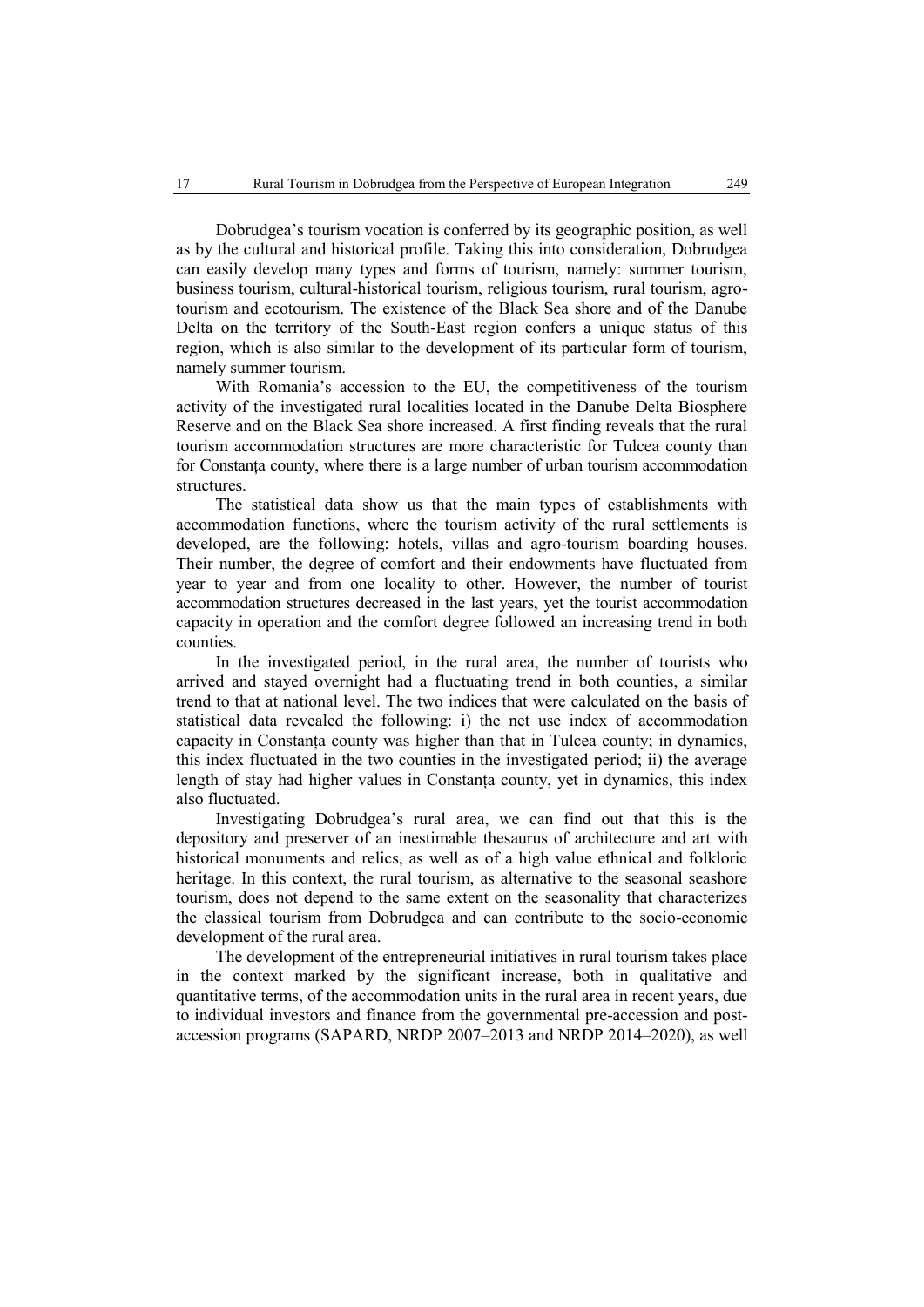Dobrudgea's tourism vocation is conferred by its geographic position, as well as by the cultural and historical profile. Taking this into consideration, Dobrudgea can easily develop many types and forms of tourism, namely: summer tourism, business tourism, cultural-historical tourism, religious tourism, rural tourism, agro-tourism and ecotourism. The existence of the Black Sea shore and of the Danube Delta on the territory of the South-East region confers a unique status of this region, which is also similar to the development of its particular form of tourism, namely summer tourism.

With Romania's accession to the EU, the competitiveness of the tourism activity of the investigated rural localities located in the Danube Delta Biosphere Reserve and on the Black Sea shore increased. A first finding reveals that the rural tourism accommodation structures are more characteristic for Tulcea county than for Constanța county, where there is a large number of urban tourism accommodation structures.

The statistical data show us that the main types of establishments with accommodation functions, where the tourism activity of the rural settlements is developed, are the following: hotels, villas and agro-tourism boarding houses. Their number, the degree of comfort and their endowments have fluctuated from year to year and from one locality to other. However, the number of tourist accommodation structures decreased in the last years, yet the tourist accommodation capacity in operation and the comfort degree followed an increasing trend in both counties.

In the investigated period, in the rural area, the number of tourists who arrived and stayed overnight had a fluctuating trend in both counties, a similar trend to that at national level. The two indices that were calculated on the basis of statistical data revealed the following: i) the net use index of accommodation capacity in Constanța county was higher than that in Tulcea county; in dynamics, this index fluctuated in the two counties in the investigated period; ii) the average length of stay had higher values in Constanța county, yet in dynamics, this index also fluctuated.

Investigating Dobrudgea's rural area, we can find out that this is the depository and preserver of an inestimable thesaurus of architecture and art with historical monuments and relics, as well as of a high value ethnical and folkloric heritage. In this context, the rural tourism, as alternative to the seasonal seashore tourism, does not depend to the same extent on the seasonality that characterizes the classical tourism from Dobrudgea and can contribute to the socio-economic development of the rural area.

The development of the entrepreneurial initiatives in rural tourism takes place in the context marked by the significant increase, both in qualitative and quantitative terms, of the accommodation units in the rural area in recent years, due to individual investors and finance from the governmental pre-accession and post-accession programs (SAPARD, NRDP 2007–2013 and NRDP 2014–2020), as well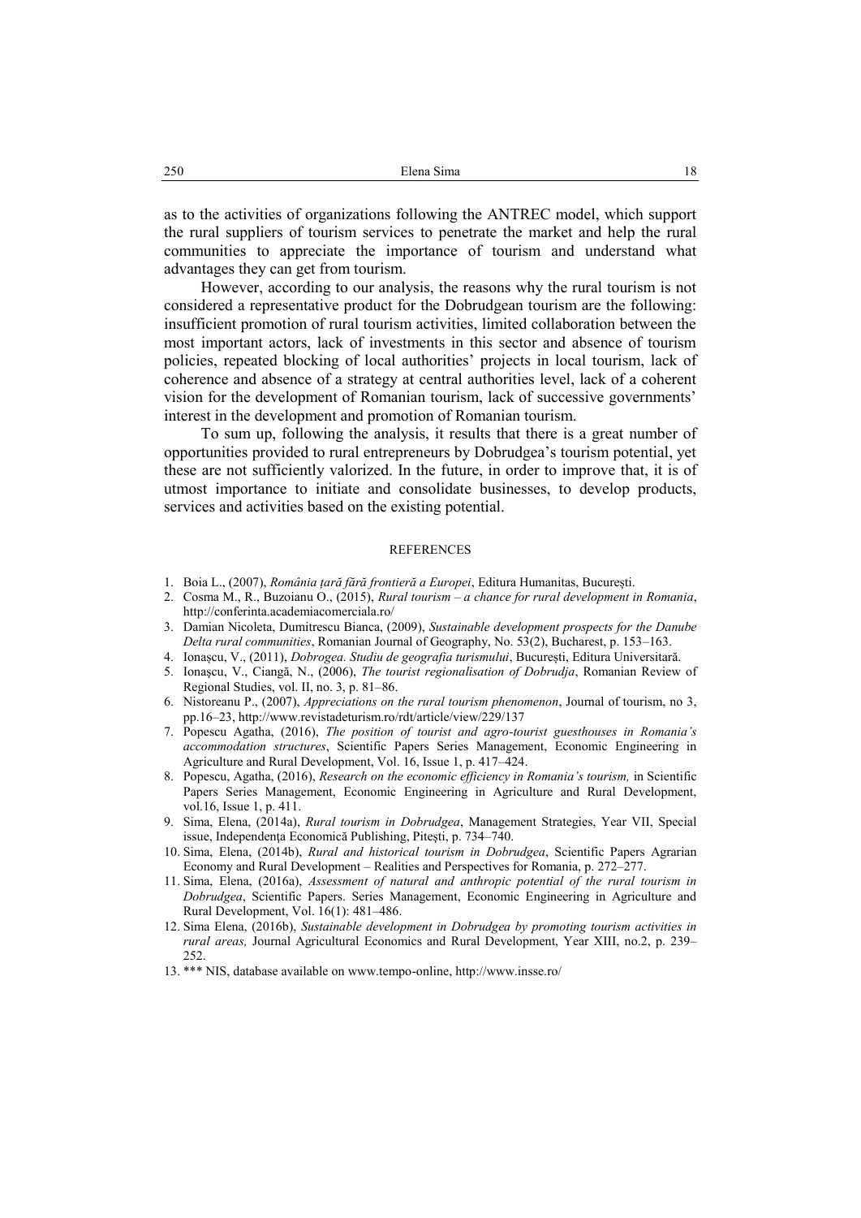as to the activities of organizations following the ANTREC model, which support the rural suppliers of tourism services to penetrate the market and help the rural communities to appreciate the importance of tourism and understand what advantages they can get from tourism.

However, according to our analysis, the reasons why the rural tourism is not considered a representative product for the Dobrudgean tourism are the following: insufficient promotion of rural tourism activities, limited collaboration between the most important actors, lack of investments in this sector and absence of tourism policies, repeated blocking of local authorities' projects in local tourism, lack of coherence and absence of a strategy at central authorities level, lack of a coherent vision for the development of Romanian tourism, lack of successive governments' interest in the development and promotion of Romanian tourism.

To sum up, following the analysis, it results that there is a great number of opportunities provided to rural entrepreneurs by Dobrudgea's tourism potential, yet these are not sufficiently valorized. In the future, in order to improve that, it is of utmost importance to initiate and consolidate businesses, to develop products, services and activities based on the existing potential.

## REFERENCES

1. Boia L., (2007), *România țară fără frontieră a Europei*, Editura Humanitas, București.
2. Cosma M., R., Buzoianu O., (2015), *Rural tourism – a chance for rural development in Romania*, http://conferinta.academiacomerciala.ro/
3. Damian Nicoleta, Dumitrescu Bianca, (2009), *Sustainable development prospects for the Danube Delta rural communities*, Romanian Journal of Geography, No. 53(2), Bucharest, p. 153–163.
4. Ionașcu, V., (2011), *Dobrogea. Studiu de geografia turismului*, București, Editura Universitară.
5. Ionașcu, V., Ciangă, N., (2006), *The tourist regionalisation of Dobrudja*, Romanian Review of Regional Studies, vol. II, no. 3, p. 81–86.
6. Nistoreanu P., (2007), *Appreciations on the rural tourism phenomenon*, Journal of tourism, no 3, pp.16–23, http://www.revistadeturism.ro/rdt/article/view/229/137
7. Popescu Agatha, (2016), *The position of tourist and agro-tourist guesthouses in Romania's accommodation structures*, Scientific Papers Series Management, Economic Engineering in Agriculture and Rural Development, Vol. 16, Issue 1, p. 417–424.
8. Popescu, Agatha, (2016), *Research on the economic efficiency in Romania's tourism,* in Scientific Papers Series Management, Economic Engineering in Agriculture and Rural Development, vol.16, Issue 1, p. 411.
9. Sima, Elena, (2014a), *Rural tourism in Dobrudgea*, Management Strategies, Year VII, Special issue, Independența Economică Publishing, Pitești, p. 734–740.
10. Sima, Elena, (2014b), *Rural and historical tourism in Dobrudgea*, Scientific Papers Agrarian Economy and Rural Development – Realities and Perspectives for Romania, p. 272–277.
11. Sima, Elena, (2016a), *Assessment of natural and anthropic potential of the rural tourism in Dobrudgea*, Scientific Papers. Series Management, Economic Engineering in Agriculture and Rural Development, Vol. 16(1): 481–486.
12. Sima Elena, (2016b), *Sustainable development in Dobrudgea by promoting tourism activities in rural areas,* Journal Agricultural Economics and Rural Development, Year XIII, no.2, p. 239–252.
13. *** NIS, database available on www.tempo-online, http://www.insse.ro/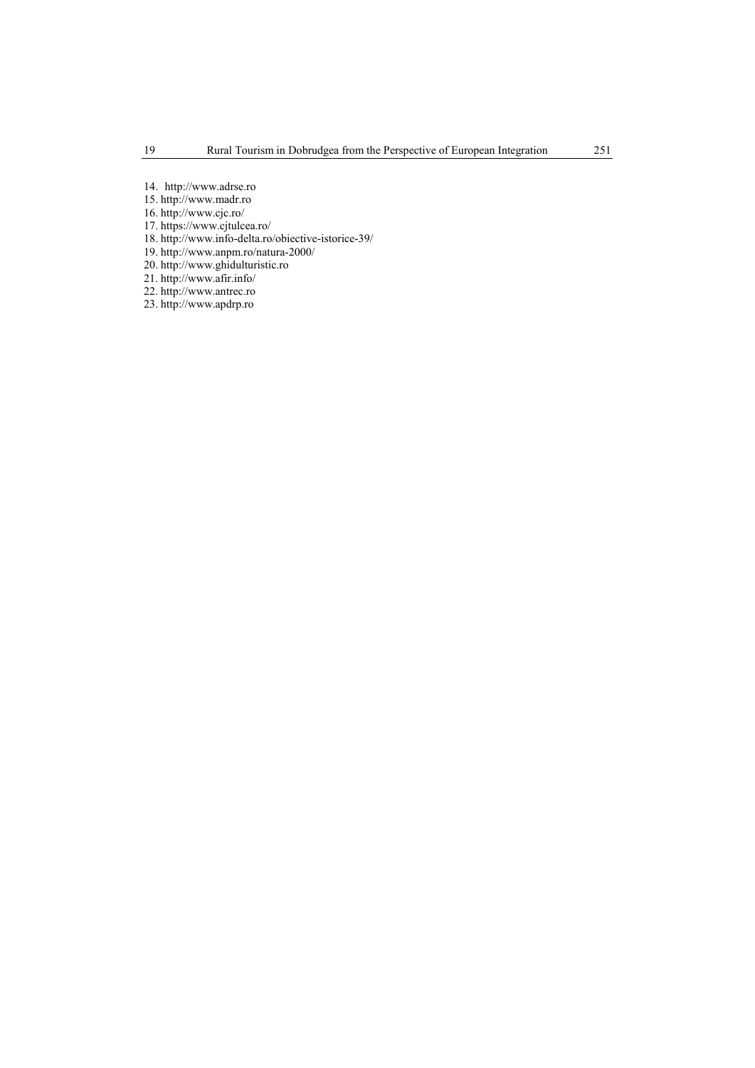14. http://www.adrse.ro
15. http://www.madr.ro
16. http://www.cjc.ro/
17. https://www.cjtulcea.ro/
18. http://www.info-delta.ro/obiective-istorice-39/
19. http://www.anpm.ro/natura-2000/
20. http://www.ghidulturistic.ro
21. http://www.afir.info/
22. http://www.antrec.ro
23. http://www.apdrp.ro